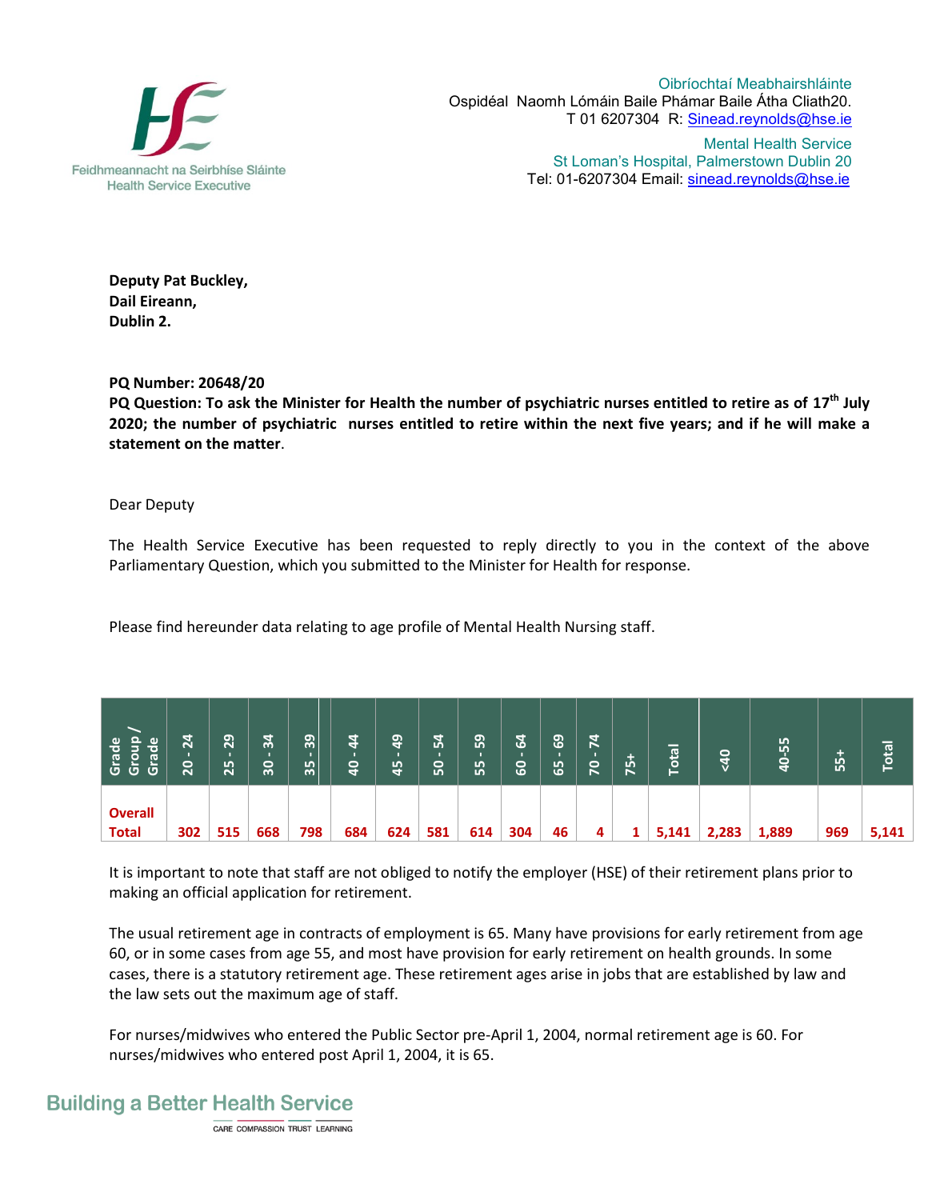Oibríochtaí Meabhairshláinte
Ospidéal Naomh Lómáin Baile Phámar Baile Átha Cliath20.
T 01 6207304 R: Sinead.reynolds@hse.ie

Mental Health Service
St Loman's Hospital, Palmerstown Dublin 20
Tel: 01-6207304 Email: sinead.reynolds@hse.ie

Feidhmeannacht na Seirbhíse Sláinte
Health Service Executive

**Deputy Pat Buckley,**
**Dail Eireann,**
**Dublin 2.**

**PQ Number: 20648/20**
**PQ Question: To ask the Minister for Health the number of psychiatric nurses entitled to retire as of 17th July 2020; the number of psychiatric nurses entitled to retire within the next five years; and if he will make a statement on the matter.**

Dear Deputy

The Health Service Executive has been requested to reply directly to you in the context of the above Parliamentary Question, which you submitted to the Minister for Health for response.

Please find hereunder data relating to age profile of Mental Health Nursing staff.

| Grade Group / Grade | 20 - 24 | 25 - 29 | 30 - 34 | 35 - 39 | 40 - 44 | 45 - 49 | 50 - 54 | 55 - 59 | 60 - 64 | 65 - 69 | 70 - 74 | 75+ | Total | <40 | 40-55 | 55+ | Total |
|---|---|---|---|---|---|---|---|---|---|---|---|---|---|---|---|---|---|
| **Overall Total** | 302 | 515 | 668 | 798 | 684 | 624 | 581 | 614 | 304 | 46 | 4 | 1 | 5,141 | 2,283 | 1,889 | 969 | 5,141 |

It is important to note that staff are not obliged to notify the employer (HSE) of their retirement plans prior to making an official application for retirement.

The usual retirement age in contracts of employment is 65. Many have provisions for early retirement from age 60, or in some cases from age 55, and most have provision for early retirement on health grounds. In some cases, there is a statutory retirement age. These retirement ages arise in jobs that are established by law and the law sets out the maximum age of staff.

For nurses/midwives who entered the Public Sector pre-April 1, 2004, normal retirement age is 60. For nurses/midwives who entered post April 1, 2004, it is 65.

Building a Better Health Service
CARE COMPASSION TRUST LEARNING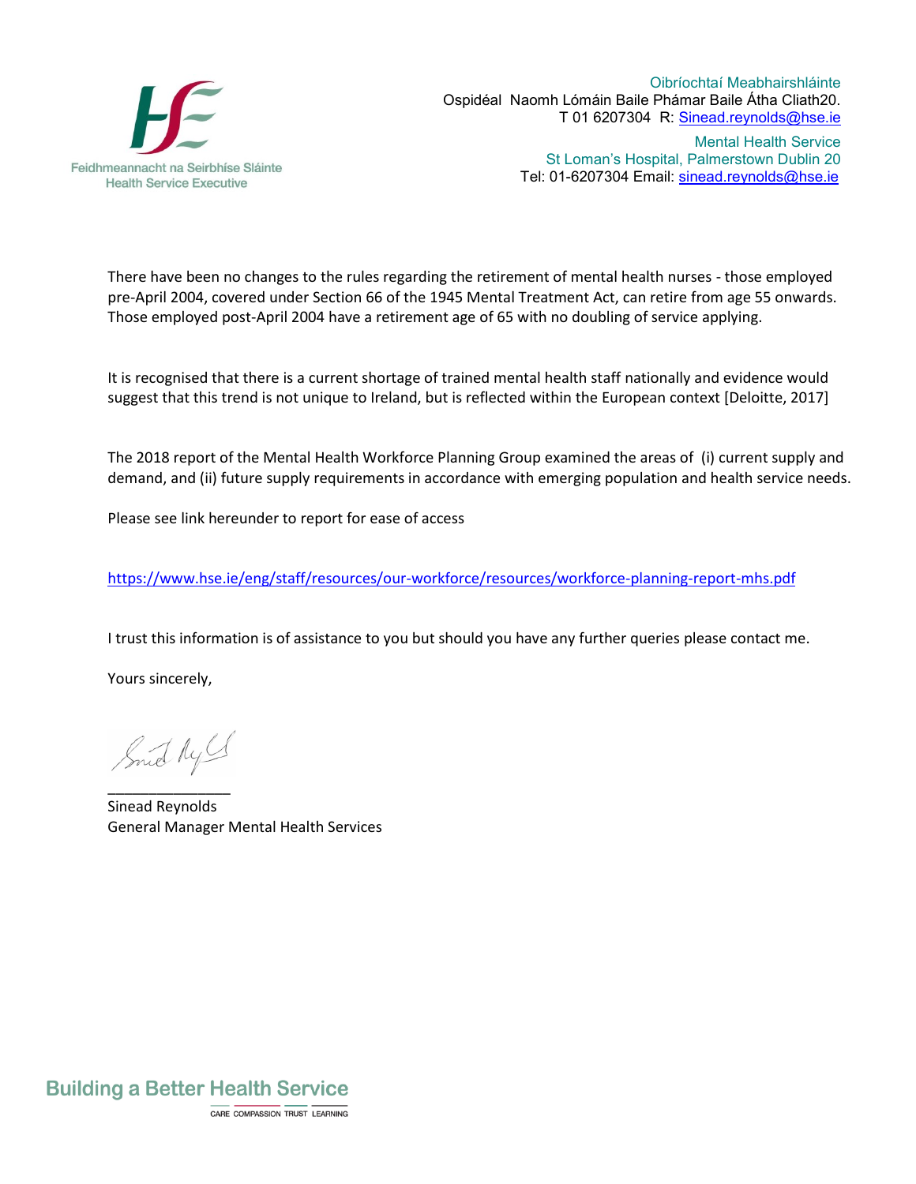Oibríochtaí Meabhairshláinte
Ospidéal Naomh Lómáin Baile Phámar Baile Átha Cliath20.
T 01 6207304 R: Sinead.reynolds@hse.ie

Mental Health Service
St Loman's Hospital, Palmerstown Dublin 20
Tel: 01-6207304 Email: sinead.reynolds@hse.ie

There have been no changes to the rules regarding the retirement of mental health nurses - those employed pre-April 2004, covered under Section 66 of the 1945 Mental Treatment Act, can retire from age 55 onwards. Those employed post-April 2004 have a retirement age of 65 with no doubling of service applying.

It is recognised that there is a current shortage of trained mental health staff nationally and evidence would suggest that this trend is not unique to Ireland, but is reflected within the European context [Deloitte, 2017]

The 2018 report of the Mental Health Workforce Planning Group examined the areas of (i) current supply and demand, and (ii) future supply requirements in accordance with emerging population and health service needs.

Please see link hereunder to report for ease of access

https://www.hse.ie/eng/staff/resources/our-workforce/resources/workforce-planning-report-mhs.pdf

I trust this information is of assistance to you but should you have any further queries please contact me.

Yours sincerely,

_______________

Sinead Reynolds
General Manager Mental Health Services